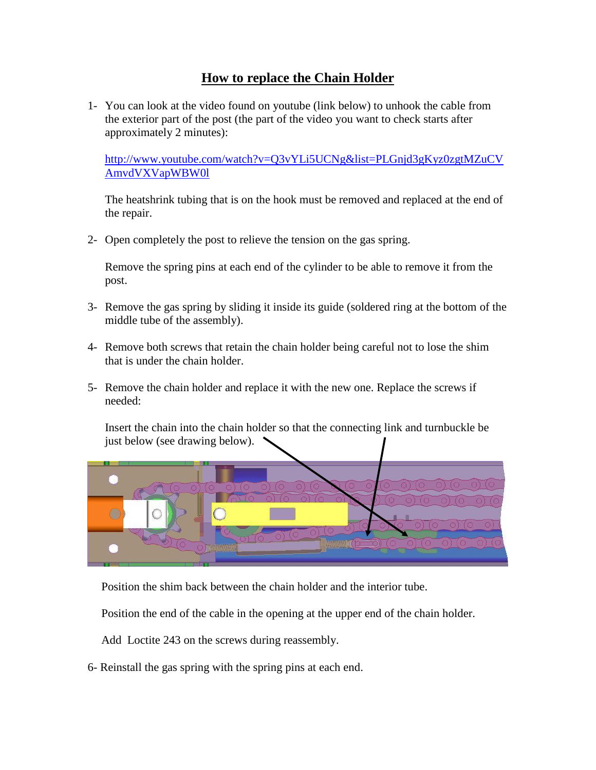# How to replace the Chain Holder

1- You can look at the video found on youtube (link below) to unhook the cable from the exterior part of the post (the part of the video you want to check starts after approximately 2 minutes):

   http://www.youtube.com/watch?v=Q3vYLi5UCNg&list=PLGnjd3gKyz0zgtMZuCVAmvdVXVapWBW0l

   The heatshrink tubing that is on the hook must be removed and replaced at the end of the repair.

2- Open completely the post to relieve the tension on the gas spring.

   Remove the spring pins at each end of the cylinder to be able to remove it from the post.

3- Remove the gas spring by sliding it inside its guide (soldered ring at the bottom of the middle tube of the assembly).

4- Remove both screws that retain the chain holder being careful not to lose the shim that is under the chain holder.

5- Remove the chain holder and replace it with the new one. Replace the screws if needed:

   Insert the chain into the chain holder so that the connecting link and turnbuckle be just below (see drawing below).

   Position the shim back between the chain holder and the interior tube.

   Position the end of the cable in the opening at the upper end of the chain holder.

   Add Loctite 243 on the screws during reassembly.

6- Reinstall the gas spring with the spring pins at each end.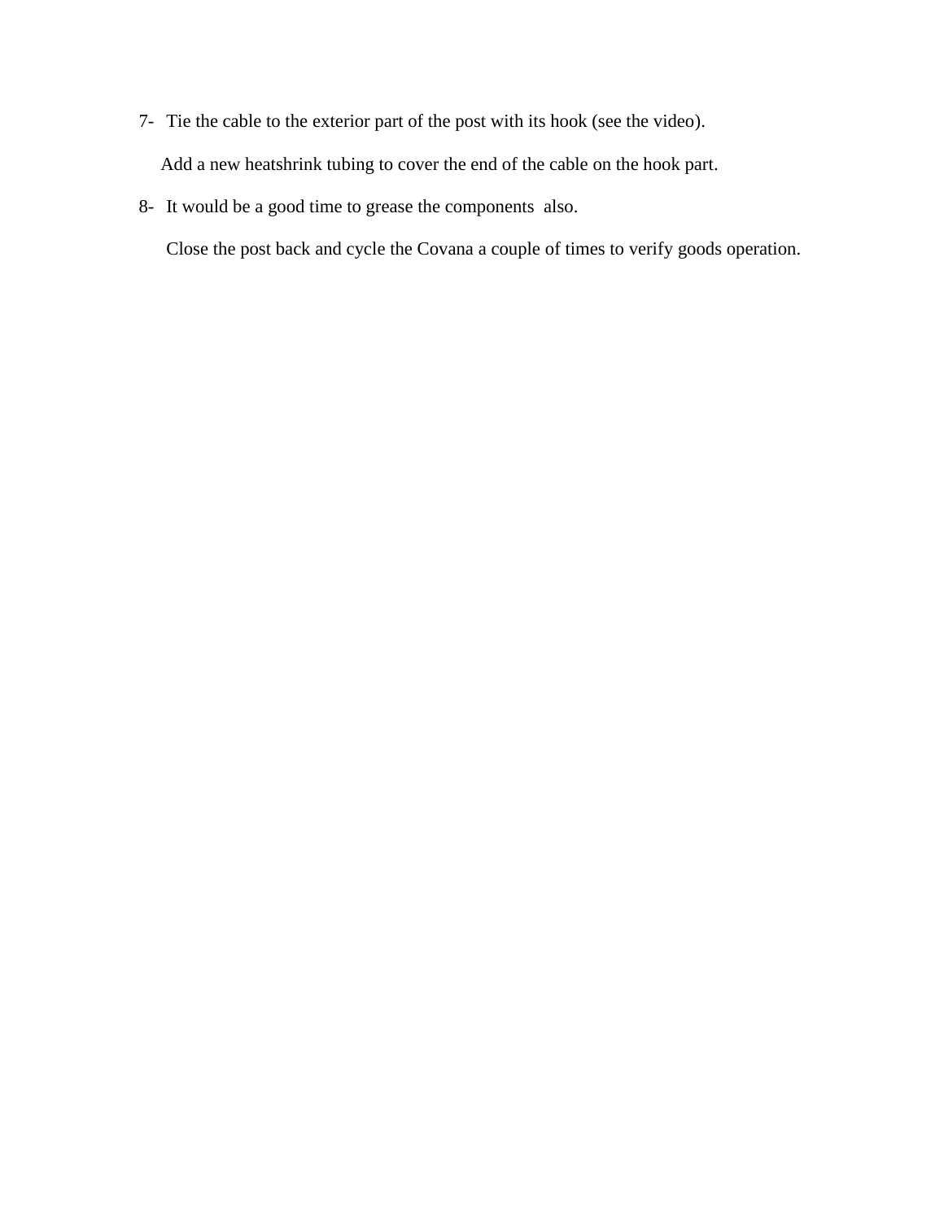7- Tie the cable to the exterior part of the post with its hook (see the video).

   Add a new heatshrink tubing to cover the end of the cable on the hook part.

8- It would be a good time to grease the components also.

   Close the post back and cycle the Covana a couple of times to verify goods operation.